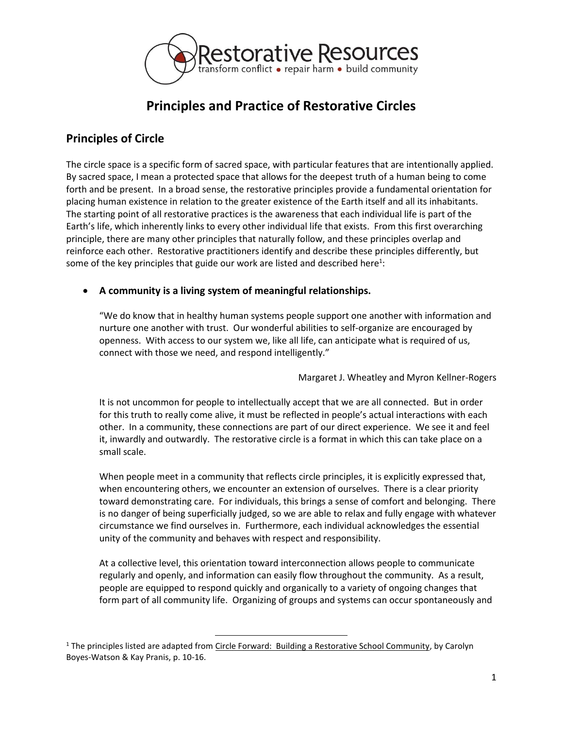Restorative Resources
transform conflict • repair harm • build community

# Principles and Practice of Restorative Circles

## Principles of Circle

The circle space is a specific form of sacred space, with particular features that are intentionally applied. By sacred space, I mean a protected space that allows for the deepest truth of a human being to come forth and be present. In a broad sense, the restorative principles provide a fundamental orientation for placing human existence in relation to the greater existence of the Earth itself and all its inhabitants. The starting point of all restorative practices is the awareness that each individual life is part of the Earth's life, which inherently links to every other individual life that exists. From this first overarching principle, there are many other principles that naturally follow, and these principles overlap and reinforce each other. Restorative practitioners identify and describe these principles differently, but some of the key principles that guide our work are listed and described here[1]:

- **A community is a living system of meaningful relationships.**

  "We do know that in healthy human systems people support one another with information and nurture one another with trust. Our wonderful abilities to self-organize are encouraged by openness. With access to our system we, like all life, can anticipate what is required of us, connect with those we need, and respond intelligently."

  Margaret J. Wheatley and Myron Kellner-Rogers

  It is not uncommon for people to intellectually accept that we are all connected. But in order for this truth to really come alive, it must be reflected in people's actual interactions with each other. In a community, these connections are part of our direct experience. We see it and feel it, inwardly and outwardly. The restorative circle is a format in which this can take place on a small scale.

  When people meet in a community that reflects circle principles, it is explicitly expressed that, when encountering others, we encounter an extension of ourselves. There is a clear priority toward demonstrating care. For individuals, this brings a sense of comfort and belonging. There is no danger of being superficially judged, so we are able to relax and fully engage with whatever circumstance we find ourselves in. Furthermore, each individual acknowledges the essential unity of the community and behaves with respect and responsibility.

  At a collective level, this orientation toward interconnection allows people to communicate regularly and openly, and information can easily flow throughout the community. As a result, people are equipped to respond quickly and organically to a variety of ongoing changes that form part of all community life. Organizing of groups and systems can occur spontaneously and

[1] The principles listed are adapted from Circle Forward: Building a Restorative School Community, by Carolyn Boyes-Watson & Kay Pranis, p. 10-16.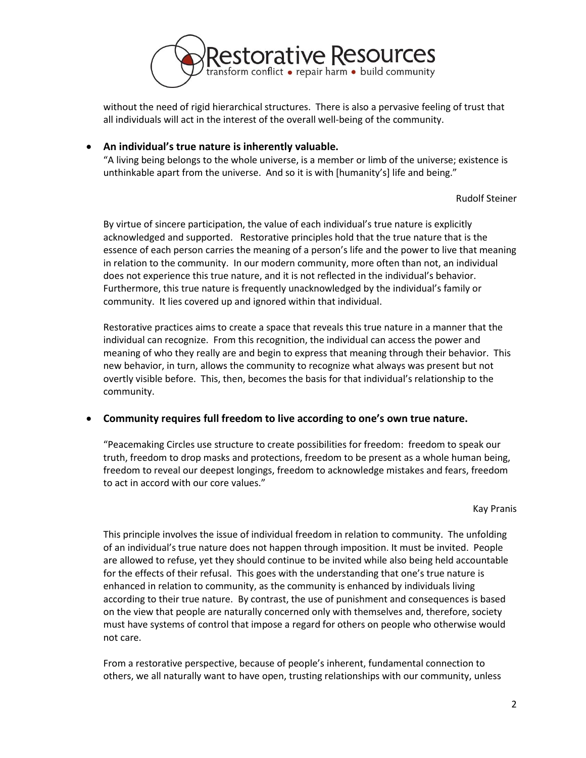without the need of rigid hierarchical structures. There is also a pervasive feeling of trust that all individuals will act in the interest of the overall well-being of the community.

- **An individual's true nature is inherently valuable.**

  "A living being belongs to the whole universe, is a member or limb of the universe; existence is unthinkable apart from the universe. And so it is with [humanity's] life and being."

  Rudolf Steiner

  By virtue of sincere participation, the value of each individual's true nature is explicitly acknowledged and supported. Restorative principles hold that the true nature that is the essence of each person carries the meaning of a person's life and the power to live that meaning in relation to the community. In our modern community, more often than not, an individual does not experience this true nature, and it is not reflected in the individual's behavior. Furthermore, this true nature is frequently unacknowledged by the individual's family or community. It lies covered up and ignored within that individual.

  Restorative practices aims to create a space that reveals this true nature in a manner that the individual can recognize. From this recognition, the individual can access the power and meaning of who they really are and begin to express that meaning through their behavior. This new behavior, in turn, allows the community to recognize what always was present but not overtly visible before. This, then, becomes the basis for that individual's relationship to the community.

- **Community requires full freedom to live according to one's own true nature.**

  "Peacemaking Circles use structure to create possibilities for freedom: freedom to speak our truth, freedom to drop masks and protections, freedom to be present as a whole human being, freedom to reveal our deepest longings, freedom to acknowledge mistakes and fears, freedom to act in accord with our core values."

  Kay Pranis

  This principle involves the issue of individual freedom in relation to community. The unfolding of an individual's true nature does not happen through imposition. It must be invited. People are allowed to refuse, yet they should continue to be invited while also being held accountable for the effects of their refusal. This goes with the understanding that one's true nature is enhanced in relation to community, as the community is enhanced by individuals living according to their true nature. By contrast, the use of punishment and consequences is based on the view that people are naturally concerned only with themselves and, therefore, society must have systems of control that impose a regard for others on people who otherwise would not care.

  From a restorative perspective, because of people's inherent, fundamental connection to others, we all naturally want to have open, trusting relationships with our community, unless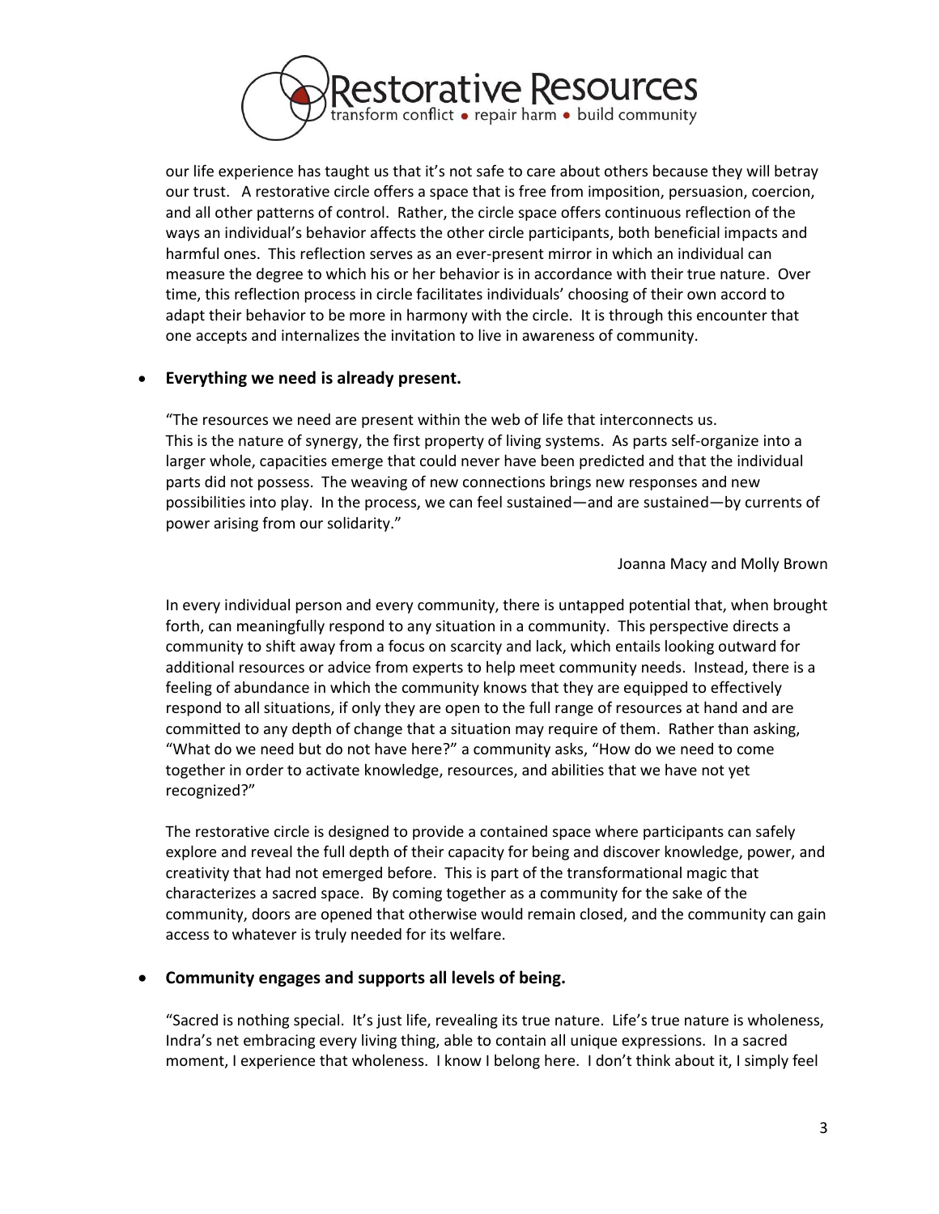our life experience has taught us that it's not safe to care about others because they will betray our trust. A restorative circle offers a space that is free from imposition, persuasion, coercion, and all other patterns of control. Rather, the circle space offers continuous reflection of the ways an individual's behavior affects the other circle participants, both beneficial impacts and harmful ones. This reflection serves as an ever-present mirror in which an individual can measure the degree to which his or her behavior is in accordance with their true nature. Over time, this reflection process in circle facilitates individuals' choosing of their own accord to adapt their behavior to be more in harmony with the circle. It is through this encounter that one accepts and internalizes the invitation to live in awareness of community.

- **Everything we need is already present.**

  "The resources we need are present within the web of life that interconnects us. This is the nature of synergy, the first property of living systems. As parts self-organize into a larger whole, capacities emerge that could never have been predicted and that the individual parts did not possess. The weaving of new connections brings new responses and new possibilities into play. In the process, we can feel sustained—and are sustained—by currents of power arising from our solidarity."

  Joanna Macy and Molly Brown

  In every individual person and every community, there is untapped potential that, when brought forth, can meaningfully respond to any situation in a community. This perspective directs a community to shift away from a focus on scarcity and lack, which entails looking outward for additional resources or advice from experts to help meet community needs. Instead, there is a feeling of abundance in which the community knows that they are equipped to effectively respond to all situations, if only they are open to the full range of resources at hand and are committed to any depth of change that a situation may require of them. Rather than asking, "What do we need but do not have here?" a community asks, "How do we need to come together in order to activate knowledge, resources, and abilities that we have not yet recognized?"

  The restorative circle is designed to provide a contained space where participants can safely explore and reveal the full depth of their capacity for being and discover knowledge, power, and creativity that had not emerged before. This is part of the transformational magic that characterizes a sacred space. By coming together as a community for the sake of the community, doors are opened that otherwise would remain closed, and the community can gain access to whatever is truly needed for its welfare.

- **Community engages and supports all levels of being.**

  "Sacred is nothing special. It's just life, revealing its true nature. Life's true nature is wholeness, Indra's net embracing every living thing, able to contain all unique expressions. In a sacred moment, I experience that wholeness. I know I belong here. I don't think about it, I simply feel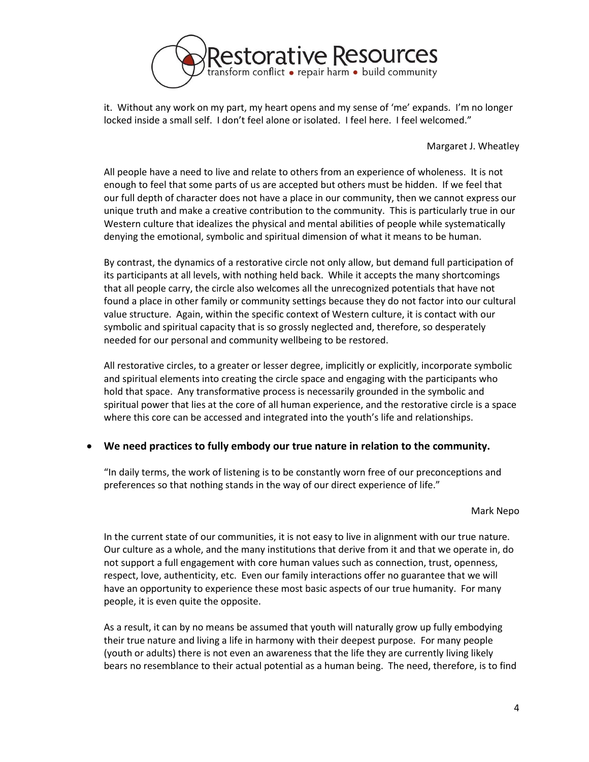it. Without any work on my part, my heart opens and my sense of 'me' expands. I'm no longer locked inside a small self. I don't feel alone or isolated. I feel here. I feel welcomed."

Margaret J. Wheatley

All people have a need to live and relate to others from an experience of wholeness. It is not enough to feel that some parts of us are accepted but others must be hidden. If we feel that our full depth of character does not have a place in our community, then we cannot express our unique truth and make a creative contribution to the community. This is particularly true in our Western culture that idealizes the physical and mental abilities of people while systematically denying the emotional, symbolic and spiritual dimension of what it means to be human.

By contrast, the dynamics of a restorative circle not only allow, but demand full participation of its participants at all levels, with nothing held back. While it accepts the many shortcomings that all people carry, the circle also welcomes all the unrecognized potentials that have not found a place in other family or community settings because they do not factor into our cultural value structure. Again, within the specific context of Western culture, it is contact with our symbolic and spiritual capacity that is so grossly neglected and, therefore, so desperately needed for our personal and community wellbeing to be restored.

All restorative circles, to a greater or lesser degree, implicitly or explicitly, incorporate symbolic and spiritual elements into creating the circle space and engaging with the participants who hold that space. Any transformative process is necessarily grounded in the symbolic and spiritual power that lies at the core of all human experience, and the restorative circle is a space where this core can be accessed and integrated into the youth's life and relationships.

- **We need practices to fully embody our true nature in relation to the community.**

"In daily terms, the work of listening is to be constantly worn free of our preconceptions and preferences so that nothing stands in the way of our direct experience of life."

Mark Nepo

In the current state of our communities, it is not easy to live in alignment with our true nature. Our culture as a whole, and the many institutions that derive from it and that we operate in, do not support a full engagement with core human values such as connection, trust, openness, respect, love, authenticity, etc. Even our family interactions offer no guarantee that we will have an opportunity to experience these most basic aspects of our true humanity. For many people, it is even quite the opposite.

As a result, it can by no means be assumed that youth will naturally grow up fully embodying their true nature and living a life in harmony with their deepest purpose. For many people (youth or adults) there is not even an awareness that the life they are currently living likely bears no resemblance to their actual potential as a human being. The need, therefore, is to find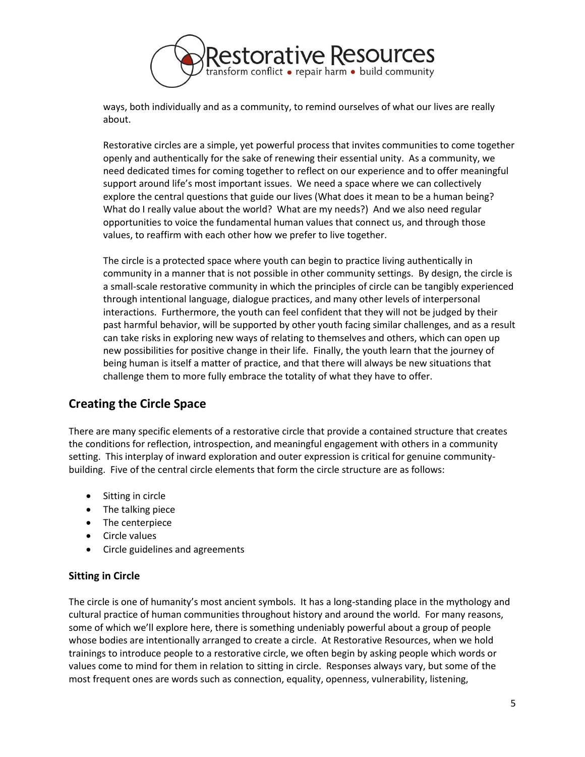ways, both individually and as a community, to remind ourselves of what our lives are really about.

Restorative circles are a simple, yet powerful process that invites communities to come together openly and authentically for the sake of renewing their essential unity. As a community, we need dedicated times for coming together to reflect on our experience and to offer meaningful support around life's most important issues. We need a space where we can collectively explore the central questions that guide our lives (What does it mean to be a human being? What do I really value about the world? What are my needs?) And we also need regular opportunities to voice the fundamental human values that connect us, and through those values, to reaffirm with each other how we prefer to live together.

The circle is a protected space where youth can begin to practice living authentically in community in a manner that is not possible in other community settings. By design, the circle is a small-scale restorative community in which the principles of circle can be tangibly experienced through intentional language, dialogue practices, and many other levels of interpersonal interactions. Furthermore, the youth can feel confident that they will not be judged by their past harmful behavior, will be supported by other youth facing similar challenges, and as a result can take risks in exploring new ways of relating to themselves and others, which can open up new possibilities for positive change in their life. Finally, the youth learn that the journey of being human is itself a matter of practice, and that there will always be new situations that challenge them to more fully embrace the totality of what they have to offer.

## Creating the Circle Space

There are many specific elements of a restorative circle that provide a contained structure that creates the conditions for reflection, introspection, and meaningful engagement with others in a community setting. This interplay of inward exploration and outer expression is critical for genuine community-building. Five of the central circle elements that form the circle structure are as follows:

- Sitting in circle
- The talking piece
- The centerpiece
- Circle values
- Circle guidelines and agreements

### Sitting in Circle

The circle is one of humanity's most ancient symbols. It has a long-standing place in the mythology and cultural practice of human communities throughout history and around the world. For many reasons, some of which we'll explore here, there is something undeniably powerful about a group of people whose bodies are intentionally arranged to create a circle. At Restorative Resources, when we hold trainings to introduce people to a restorative circle, we often begin by asking people which words or values come to mind for them in relation to sitting in circle. Responses always vary, but some of the most frequent ones are words such as connection, equality, openness, vulnerability, listening,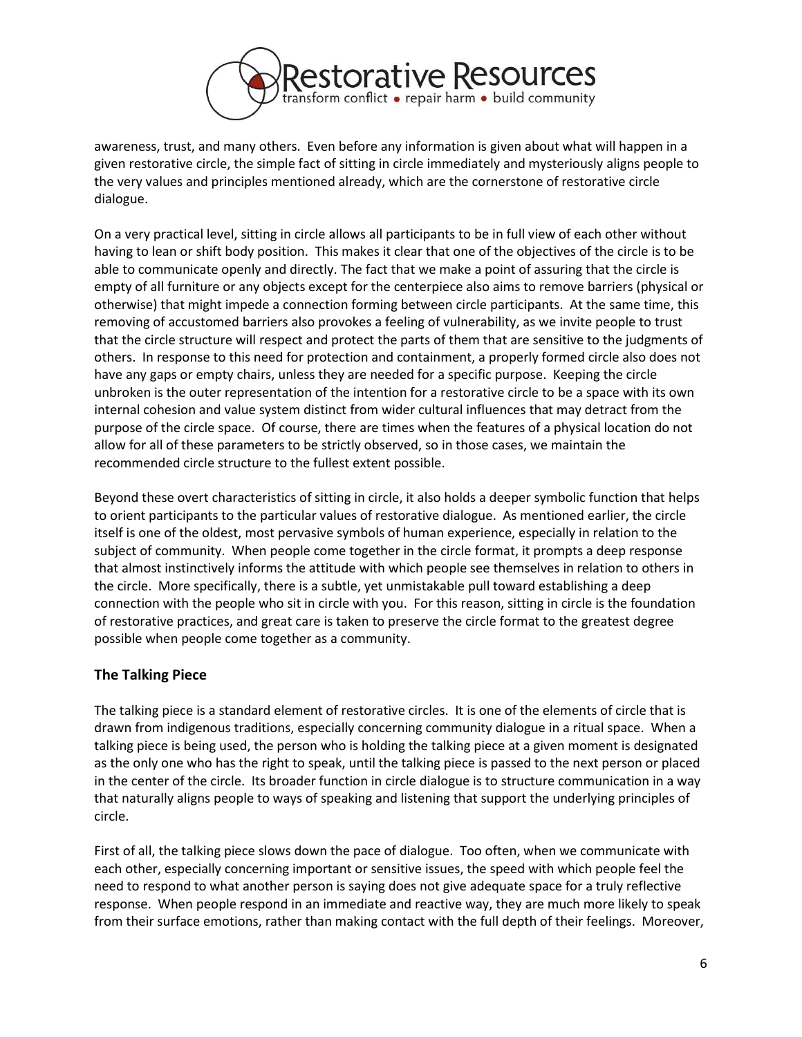awareness, trust, and many others. Even before any information is given about what will happen in a given restorative circle, the simple fact of sitting in circle immediately and mysteriously aligns people to the very values and principles mentioned already, which are the cornerstone of restorative circle dialogue.

On a very practical level, sitting in circle allows all participants to be in full view of each other without having to lean or shift body position. This makes it clear that one of the objectives of the circle is to be able to communicate openly and directly. The fact that we make a point of assuring that the circle is empty of all furniture or any objects except for the centerpiece also aims to remove barriers (physical or otherwise) that might impede a connection forming between circle participants. At the same time, this removing of accustomed barriers also provokes a feeling of vulnerability, as we invite people to trust that the circle structure will respect and protect the parts of them that are sensitive to the judgments of others. In response to this need for protection and containment, a properly formed circle also does not have any gaps or empty chairs, unless they are needed for a specific purpose. Keeping the circle unbroken is the outer representation of the intention for a restorative circle to be a space with its own internal cohesion and value system distinct from wider cultural influences that may detract from the purpose of the circle space. Of course, there are times when the features of a physical location do not allow for all of these parameters to be strictly observed, so in those cases, we maintain the recommended circle structure to the fullest extent possible.

Beyond these overt characteristics of sitting in circle, it also holds a deeper symbolic function that helps to orient participants to the particular values of restorative dialogue. As mentioned earlier, the circle itself is one of the oldest, most pervasive symbols of human experience, especially in relation to the subject of community. When people come together in the circle format, it prompts a deep response that almost instinctively informs the attitude with which people see themselves in relation to others in the circle. More specifically, there is a subtle, yet unmistakable pull toward establishing a deep connection with the people who sit in circle with you. For this reason, sitting in circle is the foundation of restorative practices, and great care is taken to preserve the circle format to the greatest degree possible when people come together as a community.

### The Talking Piece

The talking piece is a standard element of restorative circles. It is one of the elements of circle that is drawn from indigenous traditions, especially concerning community dialogue in a ritual space. When a talking piece is being used, the person who is holding the talking piece at a given moment is designated as the only one who has the right to speak, until the talking piece is passed to the next person or placed in the center of the circle. Its broader function in circle dialogue is to structure communication in a way that naturally aligns people to ways of speaking and listening that support the underlying principles of circle.

First of all, the talking piece slows down the pace of dialogue. Too often, when we communicate with each other, especially concerning important or sensitive issues, the speed with which people feel the need to respond to what another person is saying does not give adequate space for a truly reflective response. When people respond in an immediate and reactive way, they are much more likely to speak from their surface emotions, rather than making contact with the full depth of their feelings. Moreover,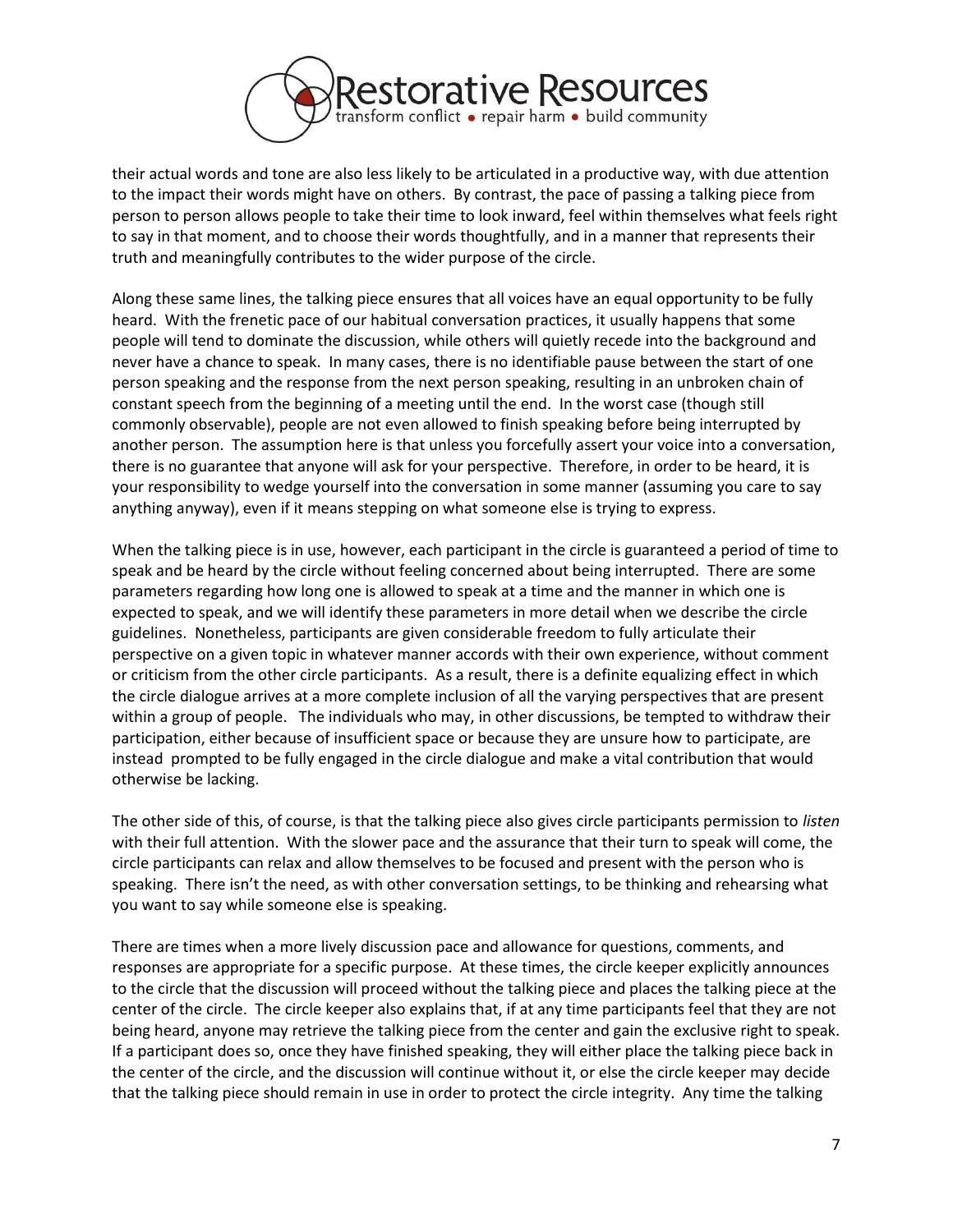their actual words and tone are also less likely to be articulated in a productive way, with due attention to the impact their words might have on others. By contrast, the pace of passing a talking piece from person to person allows people to take their time to look inward, feel within themselves what feels right to say in that moment, and to choose their words thoughtfully, and in a manner that represents their truth and meaningfully contributes to the wider purpose of the circle.

Along these same lines, the talking piece ensures that all voices have an equal opportunity to be fully heard. With the frenetic pace of our habitual conversation practices, it usually happens that some people will tend to dominate the discussion, while others will quietly recede into the background and never have a chance to speak. In many cases, there is no identifiable pause between the start of one person speaking and the response from the next person speaking, resulting in an unbroken chain of constant speech from the beginning of a meeting until the end. In the worst case (though still commonly observable), people are not even allowed to finish speaking before being interrupted by another person. The assumption here is that unless you forcefully assert your voice into a conversation, there is no guarantee that anyone will ask for your perspective. Therefore, in order to be heard, it is your responsibility to wedge yourself into the conversation in some manner (assuming you care to say anything anyway), even if it means stepping on what someone else is trying to express.

When the talking piece is in use, however, each participant in the circle is guaranteed a period of time to speak and be heard by the circle without feeling concerned about being interrupted. There are some parameters regarding how long one is allowed to speak at a time and the manner in which one is expected to speak, and we will identify these parameters in more detail when we describe the circle guidelines. Nonetheless, participants are given considerable freedom to fully articulate their perspective on a given topic in whatever manner accords with their own experience, without comment or criticism from the other circle participants. As a result, there is a definite equalizing effect in which the circle dialogue arrives at a more complete inclusion of all the varying perspectives that are present within a group of people. The individuals who may, in other discussions, be tempted to withdraw their participation, either because of insufficient space or because they are unsure how to participate, are instead prompted to be fully engaged in the circle dialogue and make a vital contribution that would otherwise be lacking.

The other side of this, of course, is that the talking piece also gives circle participants permission to *listen* with their full attention. With the slower pace and the assurance that their turn to speak will come, the circle participants can relax and allow themselves to be focused and present with the person who is speaking. There isn't the need, as with other conversation settings, to be thinking and rehearsing what you want to say while someone else is speaking.

There are times when a more lively discussion pace and allowance for questions, comments, and responses are appropriate for a specific purpose. At these times, the circle keeper explicitly announces to the circle that the discussion will proceed without the talking piece and places the talking piece at the center of the circle. The circle keeper also explains that, if at any time participants feel that they are not being heard, anyone may retrieve the talking piece from the center and gain the exclusive right to speak. If a participant does so, once they have finished speaking, they will either place the talking piece back in the center of the circle, and the discussion will continue without it, or else the circle keeper may decide that the talking piece should remain in use in order to protect the circle integrity. Any time the talking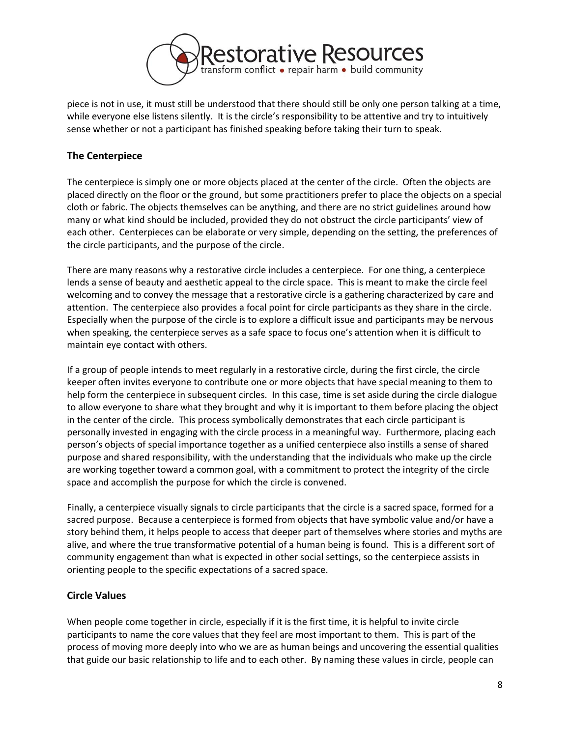piece is not in use, it must still be understood that there should still be only one person talking at a time, while everyone else listens silently. It is the circle's responsibility to be attentive and try to intuitively sense whether or not a participant has finished speaking before taking their turn to speak.

### The Centerpiece

The centerpiece is simply one or more objects placed at the center of the circle. Often the objects are placed directly on the floor or the ground, but some practitioners prefer to place the objects on a special cloth or fabric. The objects themselves can be anything, and there are no strict guidelines around how many or what kind should be included, provided they do not obstruct the circle participants' view of each other. Centerpieces can be elaborate or very simple, depending on the setting, the preferences of the circle participants, and the purpose of the circle.

There are many reasons why a restorative circle includes a centerpiece. For one thing, a centerpiece lends a sense of beauty and aesthetic appeal to the circle space. This is meant to make the circle feel welcoming and to convey the message that a restorative circle is a gathering characterized by care and attention. The centerpiece also provides a focal point for circle participants as they share in the circle. Especially when the purpose of the circle is to explore a difficult issue and participants may be nervous when speaking, the centerpiece serves as a safe space to focus one's attention when it is difficult to maintain eye contact with others.

If a group of people intends to meet regularly in a restorative circle, during the first circle, the circle keeper often invites everyone to contribute one or more objects that have special meaning to them to help form the centerpiece in subsequent circles. In this case, time is set aside during the circle dialogue to allow everyone to share what they brought and why it is important to them before placing the object in the center of the circle. This process symbolically demonstrates that each circle participant is personally invested in engaging with the circle process in a meaningful way. Furthermore, placing each person's objects of special importance together as a unified centerpiece also instills a sense of shared purpose and shared responsibility, with the understanding that the individuals who make up the circle are working together toward a common goal, with a commitment to protect the integrity of the circle space and accomplish the purpose for which the circle is convened.

Finally, a centerpiece visually signals to circle participants that the circle is a sacred space, formed for a sacred purpose. Because a centerpiece is formed from objects that have symbolic value and/or have a story behind them, it helps people to access that deeper part of themselves where stories and myths are alive, and where the true transformative potential of a human being is found. This is a different sort of community engagement than what is expected in other social settings, so the centerpiece assists in orienting people to the specific expectations of a sacred space.

### Circle Values

When people come together in circle, especially if it is the first time, it is helpful to invite circle participants to name the core values that they feel are most important to them. This is part of the process of moving more deeply into who we are as human beings and uncovering the essential qualities that guide our basic relationship to life and to each other. By naming these values in circle, people can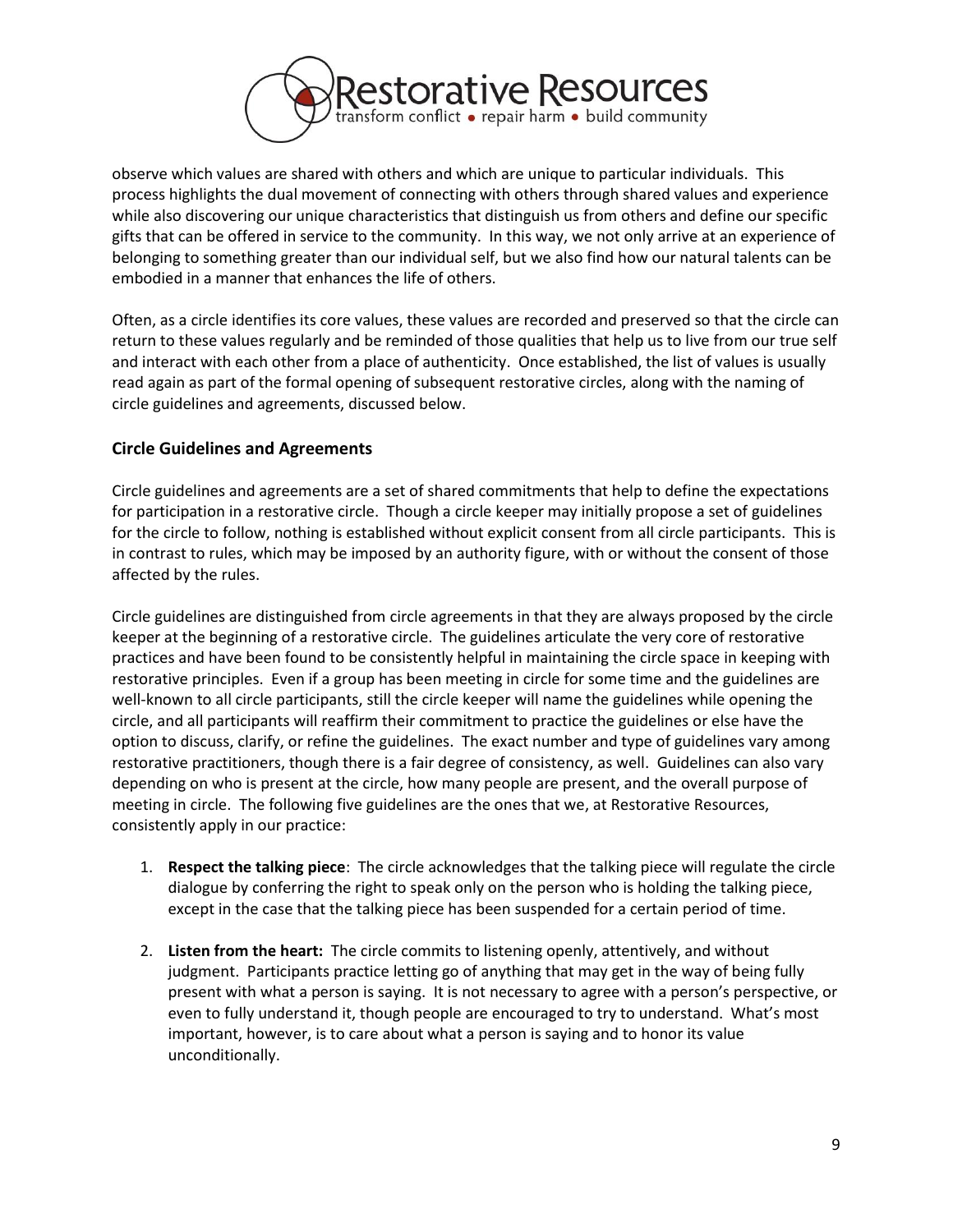observe which values are shared with others and which are unique to particular individuals. This process highlights the dual movement of connecting with others through shared values and experience while also discovering our unique characteristics that distinguish us from others and define our specific gifts that can be offered in service to the community. In this way, we not only arrive at an experience of belonging to something greater than our individual self, but we also find how our natural talents can be embodied in a manner that enhances the life of others.

Often, as a circle identifies its core values, these values are recorded and preserved so that the circle can return to these values regularly and be reminded of those qualities that help us to live from our true self and interact with each other from a place of authenticity. Once established, the list of values is usually read again as part of the formal opening of subsequent restorative circles, along with the naming of circle guidelines and agreements, discussed below.

### Circle Guidelines and Agreements

Circle guidelines and agreements are a set of shared commitments that help to define the expectations for participation in a restorative circle. Though a circle keeper may initially propose a set of guidelines for the circle to follow, nothing is established without explicit consent from all circle participants. This is in contrast to rules, which may be imposed by an authority figure, with or without the consent of those affected by the rules.

Circle guidelines are distinguished from circle agreements in that they are always proposed by the circle keeper at the beginning of a restorative circle. The guidelines articulate the very core of restorative practices and have been found to be consistently helpful in maintaining the circle space in keeping with restorative principles. Even if a group has been meeting in circle for some time and the guidelines are well-known to all circle participants, still the circle keeper will name the guidelines while opening the circle, and all participants will reaffirm their commitment to practice the guidelines or else have the option to discuss, clarify, or refine the guidelines. The exact number and type of guidelines vary among restorative practitioners, though there is a fair degree of consistency, as well. Guidelines can also vary depending on who is present at the circle, how many people are present, and the overall purpose of meeting in circle. The following five guidelines are the ones that we, at Restorative Resources, consistently apply in our practice:

1. **Respect the talking piece**: The circle acknowledges that the talking piece will regulate the circle dialogue by conferring the right to speak only on the person who is holding the talking piece, except in the case that the talking piece has been suspended for a certain period of time.

2. **Listen from the heart:** The circle commits to listening openly, attentively, and without judgment. Participants practice letting go of anything that may get in the way of being fully present with what a person is saying. It is not necessary to agree with a person's perspective, or even to fully understand it, though people are encouraged to try to understand. What's most important, however, is to care about what a person is saying and to honor its value unconditionally.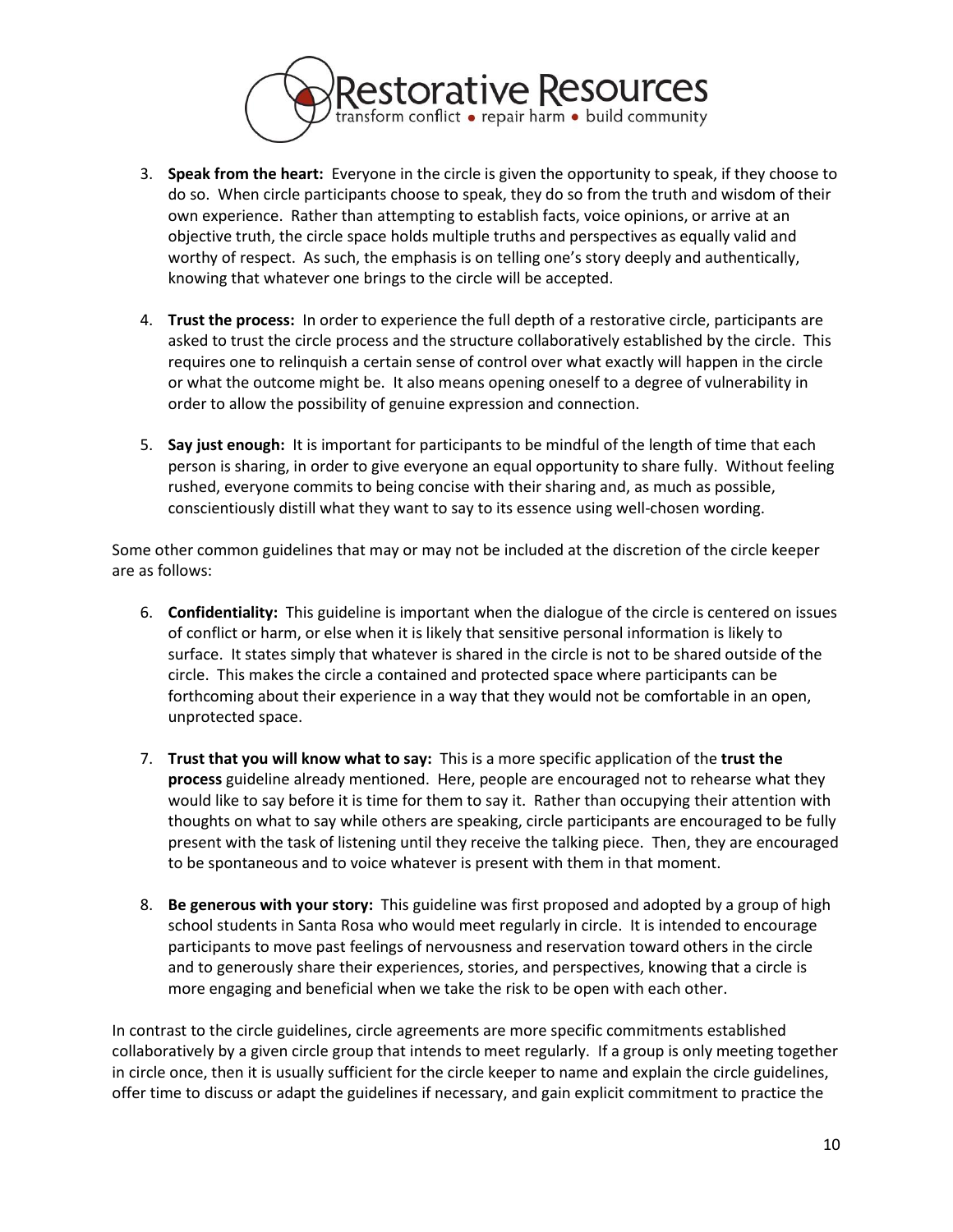3. **Speak from the heart:** Everyone in the circle is given the opportunity to speak, if they choose to do so. When circle participants choose to speak, they do so from the truth and wisdom of their own experience. Rather than attempting to establish facts, voice opinions, or arrive at an objective truth, the circle space holds multiple truths and perspectives as equally valid and worthy of respect. As such, the emphasis is on telling one's story deeply and authentically, knowing that whatever one brings to the circle will be accepted.

4. **Trust the process:** In order to experience the full depth of a restorative circle, participants are asked to trust the circle process and the structure collaboratively established by the circle. This requires one to relinquish a certain sense of control over what exactly will happen in the circle or what the outcome might be. It also means opening oneself to a degree of vulnerability in order to allow the possibility of genuine expression and connection.

5. **Say just enough:** It is important for participants to be mindful of the length of time that each person is sharing, in order to give everyone an equal opportunity to share fully. Without feeling rushed, everyone commits to being concise with their sharing and, as much as possible, conscientiously distill what they want to say to its essence using well-chosen wording.

Some other common guidelines that may or may not be included at the discretion of the circle keeper are as follows:

6. **Confidentiality:** This guideline is important when the dialogue of the circle is centered on issues of conflict or harm, or else when it is likely that sensitive personal information is likely to surface. It states simply that whatever is shared in the circle is not to be shared outside of the circle. This makes the circle a contained and protected space where participants can be forthcoming about their experience in a way that they would not be comfortable in an open, unprotected space.

7. **Trust that you will know what to say:** This is a more specific application of the **trust the process** guideline already mentioned. Here, people are encouraged not to rehearse what they would like to say before it is time for them to say it. Rather than occupying their attention with thoughts on what to say while others are speaking, circle participants are encouraged to be fully present with the task of listening until they receive the talking piece. Then, they are encouraged to be spontaneous and to voice whatever is present with them in that moment.

8. **Be generous with your story:** This guideline was first proposed and adopted by a group of high school students in Santa Rosa who would meet regularly in circle. It is intended to encourage participants to move past feelings of nervousness and reservation toward others in the circle and to generously share their experiences, stories, and perspectives, knowing that a circle is more engaging and beneficial when we take the risk to be open with each other.

In contrast to the circle guidelines, circle agreements are more specific commitments established collaboratively by a given circle group that intends to meet regularly. If a group is only meeting together in circle once, then it is usually sufficient for the circle keeper to name and explain the circle guidelines, offer time to discuss or adapt the guidelines if necessary, and gain explicit commitment to practice the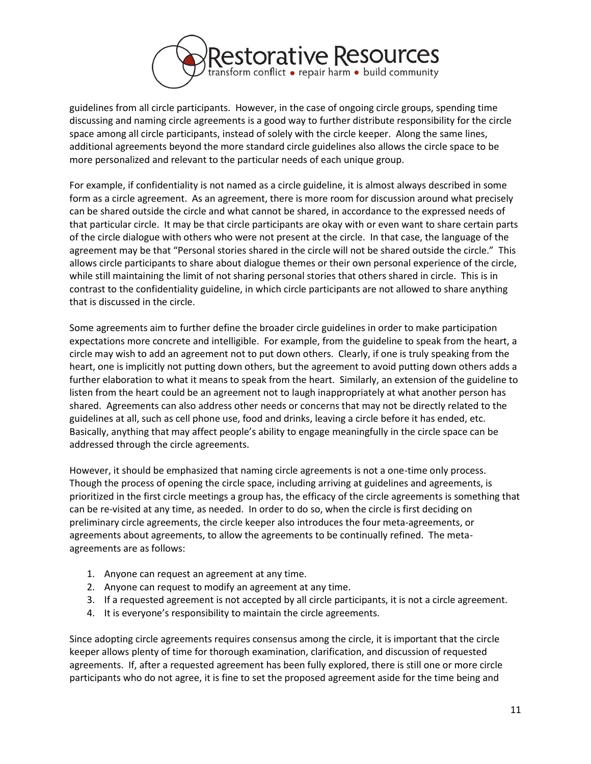guidelines from all circle participants. However, in the case of ongoing circle groups, spending time discussing and naming circle agreements is a good way to further distribute responsibility for the circle space among all circle participants, instead of solely with the circle keeper. Along the same lines, additional agreements beyond the more standard circle guidelines also allows the circle space to be more personalized and relevant to the particular needs of each unique group.

For example, if confidentiality is not named as a circle guideline, it is almost always described in some form as a circle agreement. As an agreement, there is more room for discussion around what precisely can be shared outside the circle and what cannot be shared, in accordance to the expressed needs of that particular circle. It may be that circle participants are okay with or even want to share certain parts of the circle dialogue with others who were not present at the circle. In that case, the language of the agreement may be that "Personal stories shared in the circle will not be shared outside the circle." This allows circle participants to share about dialogue themes or their own personal experience of the circle, while still maintaining the limit of not sharing personal stories that others shared in circle. This is in contrast to the confidentiality guideline, in which circle participants are not allowed to share anything that is discussed in the circle.

Some agreements aim to further define the broader circle guidelines in order to make participation expectations more concrete and intelligible. For example, from the guideline to speak from the heart, a circle may wish to add an agreement not to put down others. Clearly, if one is truly speaking from the heart, one is implicitly not putting down others, but the agreement to avoid putting down others adds a further elaboration to what it means to speak from the heart. Similarly, an extension of the guideline to listen from the heart could be an agreement not to laugh inappropriately at what another person has shared. Agreements can also address other needs or concerns that may not be directly related to the guidelines at all, such as cell phone use, food and drinks, leaving a circle before it has ended, etc. Basically, anything that may affect people's ability to engage meaningfully in the circle space can be addressed through the circle agreements.

However, it should be emphasized that naming circle agreements is not a one-time only process. Though the process of opening the circle space, including arriving at guidelines and agreements, is prioritized in the first circle meetings a group has, the efficacy of the circle agreements is something that can be re-visited at any time, as needed. In order to do so, when the circle is first deciding on preliminary circle agreements, the circle keeper also introduces the four meta-agreements, or agreements about agreements, to allow the agreements to be continually refined. The meta-agreements are as follows:

1. Anyone can request an agreement at any time.
2. Anyone can request to modify an agreement at any time.
3. If a requested agreement is not accepted by all circle participants, it is not a circle agreement.
4. It is everyone's responsibility to maintain the circle agreements.

Since adopting circle agreements requires consensus among the circle, it is important that the circle keeper allows plenty of time for thorough examination, clarification, and discussion of requested agreements. If, after a requested agreement has been fully explored, there is still one or more circle participants who do not agree, it is fine to set the proposed agreement aside for the time being and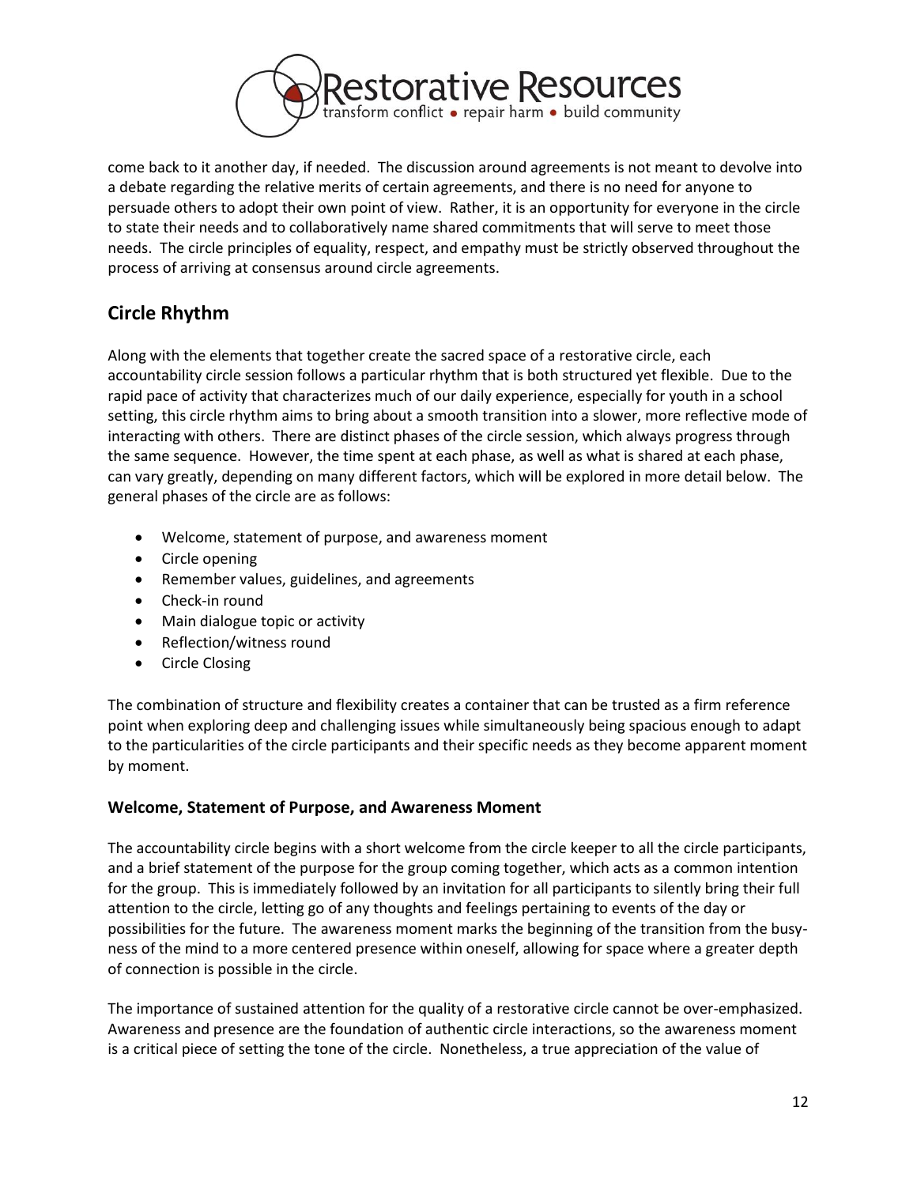come back to it another day, if needed. The discussion around agreements is not meant to devolve into a debate regarding the relative merits of certain agreements, and there is no need for anyone to persuade others to adopt their own point of view. Rather, it is an opportunity for everyone in the circle to state their needs and to collaboratively name shared commitments that will serve to meet those needs. The circle principles of equality, respect, and empathy must be strictly observed throughout the process of arriving at consensus around circle agreements.

## Circle Rhythm

Along with the elements that together create the sacred space of a restorative circle, each accountability circle session follows a particular rhythm that is both structured yet flexible. Due to the rapid pace of activity that characterizes much of our daily experience, especially for youth in a school setting, this circle rhythm aims to bring about a smooth transition into a slower, more reflective mode of interacting with others. There are distinct phases of the circle session, which always progress through the same sequence. However, the time spent at each phase, as well as what is shared at each phase, can vary greatly, depending on many different factors, which will be explored in more detail below. The general phases of the circle are as follows:

- Welcome, statement of purpose, and awareness moment
- Circle opening
- Remember values, guidelines, and agreements
- Check-in round
- Main dialogue topic or activity
- Reflection/witness round
- Circle Closing

The combination of structure and flexibility creates a container that can be trusted as a firm reference point when exploring deep and challenging issues while simultaneously being spacious enough to adapt to the particularities of the circle participants and their specific needs as they become apparent moment by moment.

### Welcome, Statement of Purpose, and Awareness Moment

The accountability circle begins with a short welcome from the circle keeper to all the circle participants, and a brief statement of the purpose for the group coming together, which acts as a common intention for the group. This is immediately followed by an invitation for all participants to silently bring their full attention to the circle, letting go of any thoughts and feelings pertaining to events of the day or possibilities for the future. The awareness moment marks the beginning of the transition from the busy-ness of the mind to a more centered presence within oneself, allowing for space where a greater depth of connection is possible in the circle.

The importance of sustained attention for the quality of a restorative circle cannot be over-emphasized. Awareness and presence are the foundation of authentic circle interactions, so the awareness moment is a critical piece of setting the tone of the circle. Nonetheless, a true appreciation of the value of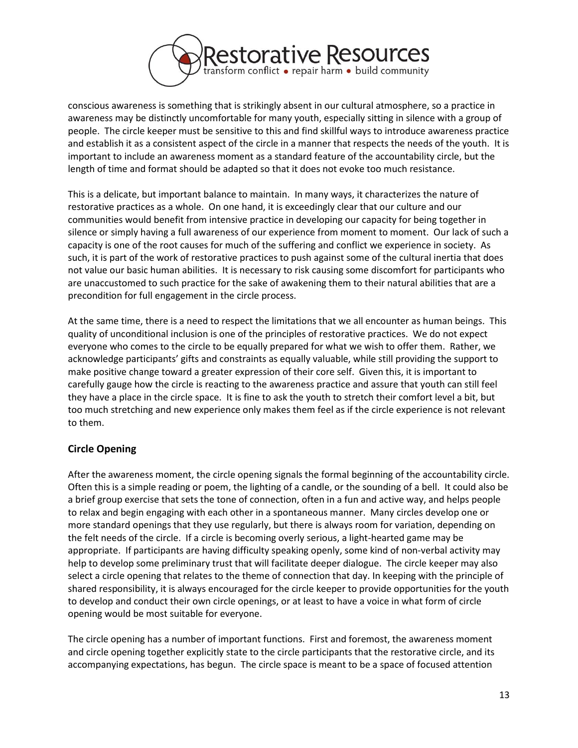conscious awareness is something that is strikingly absent in our cultural atmosphere, so a practice in awareness may be distinctly uncomfortable for many youth, especially sitting in silence with a group of people. The circle keeper must be sensitive to this and find skillful ways to introduce awareness practice and establish it as a consistent aspect of the circle in a manner that respects the needs of the youth. It is important to include an awareness moment as a standard feature of the accountability circle, but the length of time and format should be adapted so that it does not evoke too much resistance.

This is a delicate, but important balance to maintain. In many ways, it characterizes the nature of restorative practices as a whole. On one hand, it is exceedingly clear that our culture and our communities would benefit from intensive practice in developing our capacity for being together in silence or simply having a full awareness of our experience from moment to moment. Our lack of such a capacity is one of the root causes for much of the suffering and conflict we experience in society. As such, it is part of the work of restorative practices to push against some of the cultural inertia that does not value our basic human abilities. It is necessary to risk causing some discomfort for participants who are unaccustomed to such practice for the sake of awakening them to their natural abilities that are a precondition for full engagement in the circle process.

At the same time, there is a need to respect the limitations that we all encounter as human beings. This quality of unconditional inclusion is one of the principles of restorative practices. We do not expect everyone who comes to the circle to be equally prepared for what we wish to offer them. Rather, we acknowledge participants' gifts and constraints as equally valuable, while still providing the support to make positive change toward a greater expression of their core self. Given this, it is important to carefully gauge how the circle is reacting to the awareness practice and assure that youth can still feel they have a place in the circle space. It is fine to ask the youth to stretch their comfort level a bit, but too much stretching and new experience only makes them feel as if the circle experience is not relevant to them.

## Circle Opening

After the awareness moment, the circle opening signals the formal beginning of the accountability circle. Often this is a simple reading or poem, the lighting of a candle, or the sounding of a bell. It could also be a brief group exercise that sets the tone of connection, often in a fun and active way, and helps people to relax and begin engaging with each other in a spontaneous manner. Many circles develop one or more standard openings that they use regularly, but there is always room for variation, depending on the felt needs of the circle. If a circle is becoming overly serious, a light-hearted game may be appropriate. If participants are having difficulty speaking openly, some kind of non-verbal activity may help to develop some preliminary trust that will facilitate deeper dialogue. The circle keeper may also select a circle opening that relates to the theme of connection that day. In keeping with the principle of shared responsibility, it is always encouraged for the circle keeper to provide opportunities for the youth to develop and conduct their own circle openings, or at least to have a voice in what form of circle opening would be most suitable for everyone.

The circle opening has a number of important functions. First and foremost, the awareness moment and circle opening together explicitly state to the circle participants that the restorative circle, and its accompanying expectations, has begun. The circle space is meant to be a space of focused attention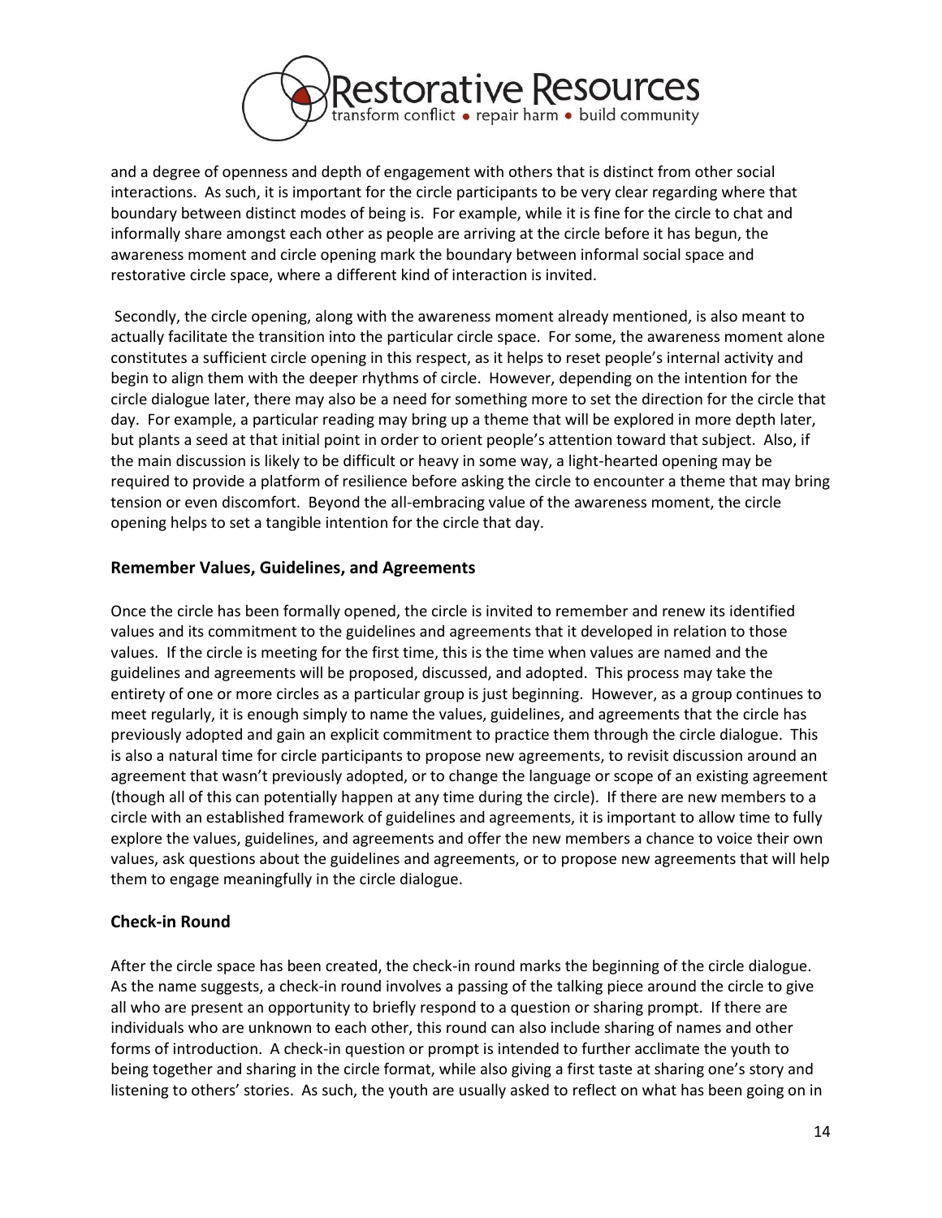and a degree of openness and depth of engagement with others that is distinct from other social interactions. As such, it is important for the circle participants to be very clear regarding where that boundary between distinct modes of being is. For example, while it is fine for the circle to chat and informally share amongst each other as people are arriving at the circle before it has begun, the awareness moment and circle opening mark the boundary between informal social space and restorative circle space, where a different kind of interaction is invited.

Secondly, the circle opening, along with the awareness moment already mentioned, is also meant to actually facilitate the transition into the particular circle space. For some, the awareness moment alone constitutes a sufficient circle opening in this respect, as it helps to reset people's internal activity and begin to align them with the deeper rhythms of circle. However, depending on the intention for the circle dialogue later, there may also be a need for something more to set the direction for the circle that day. For example, a particular reading may bring up a theme that will be explored in more depth later, but plants a seed at that initial point in order to orient people's attention toward that subject. Also, if the main discussion is likely to be difficult or heavy in some way, a light-hearted opening may be required to provide a platform of resilience before asking the circle to encounter a theme that may bring tension or even discomfort. Beyond the all-embracing value of the awareness moment, the circle opening helps to set a tangible intention for the circle that day.

## Remember Values, Guidelines, and Agreements

Once the circle has been formally opened, the circle is invited to remember and renew its identified values and its commitment to the guidelines and agreements that it developed in relation to those values. If the circle is meeting for the first time, this is the time when values are named and the guidelines and agreements will be proposed, discussed, and adopted. This process may take the entirety of one or more circles as a particular group is just beginning. However, as a group continues to meet regularly, it is enough simply to name the values, guidelines, and agreements that the circle has previously adopted and gain an explicit commitment to practice them through the circle dialogue. This is also a natural time for circle participants to propose new agreements, to revisit discussion around an agreement that wasn't previously adopted, or to change the language or scope of an existing agreement (though all of this can potentially happen at any time during the circle). If there are new members to a circle with an established framework of guidelines and agreements, it is important to allow time to fully explore the values, guidelines, and agreements and offer the new members a chance to voice their own values, ask questions about the guidelines and agreements, or to propose new agreements that will help them to engage meaningfully in the circle dialogue.

## Check-in Round

After the circle space has been created, the check-in round marks the beginning of the circle dialogue. As the name suggests, a check-in round involves a passing of the talking piece around the circle to give all who are present an opportunity to briefly respond to a question or sharing prompt. If there are individuals who are unknown to each other, this round can also include sharing of names and other forms of introduction. A check-in question or prompt is intended to further acclimate the youth to being together and sharing in the circle format, while also giving a first taste at sharing one's story and listening to others' stories. As such, the youth are usually asked to reflect on what has been going on in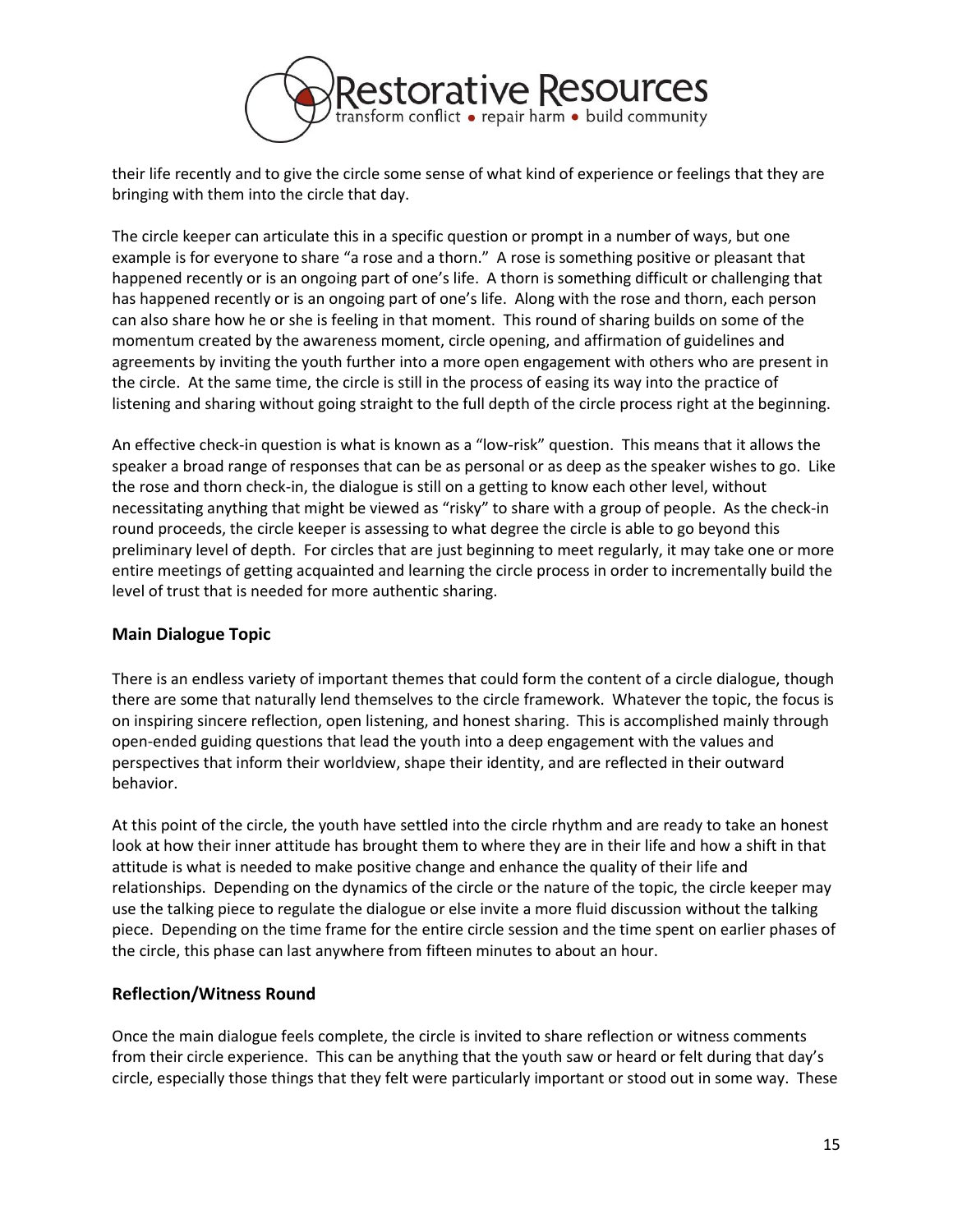their life recently and to give the circle some sense of what kind of experience or feelings that they are bringing with them into the circle that day.

The circle keeper can articulate this in a specific question or prompt in a number of ways, but one example is for everyone to share "a rose and a thorn." A rose is something positive or pleasant that happened recently or is an ongoing part of one's life. A thorn is something difficult or challenging that has happened recently or is an ongoing part of one's life. Along with the rose and thorn, each person can also share how he or she is feeling in that moment. This round of sharing builds on some of the momentum created by the awareness moment, circle opening, and affirmation of guidelines and agreements by inviting the youth further into a more open engagement with others who are present in the circle. At the same time, the circle is still in the process of easing its way into the practice of listening and sharing without going straight to the full depth of the circle process right at the beginning.

An effective check-in question is what is known as a "low-risk" question. This means that it allows the speaker a broad range of responses that can be as personal or as deep as the speaker wishes to go. Like the rose and thorn check-in, the dialogue is still on a getting to know each other level, without necessitating anything that might be viewed as "risky" to share with a group of people. As the check-in round proceeds, the circle keeper is assessing to what degree the circle is able to go beyond this preliminary level of depth. For circles that are just beginning to meet regularly, it may take one or more entire meetings of getting acquainted and learning the circle process in order to incrementally build the level of trust that is needed for more authentic sharing.

### Main Dialogue Topic

There is an endless variety of important themes that could form the content of a circle dialogue, though there are some that naturally lend themselves to the circle framework. Whatever the topic, the focus is on inspiring sincere reflection, open listening, and honest sharing. This is accomplished mainly through open-ended guiding questions that lead the youth into a deep engagement with the values and perspectives that inform their worldview, shape their identity, and are reflected in their outward behavior.

At this point of the circle, the youth have settled into the circle rhythm and are ready to take an honest look at how their inner attitude has brought them to where they are in their life and how a shift in that attitude is what is needed to make positive change and enhance the quality of their life and relationships. Depending on the dynamics of the circle or the nature of the topic, the circle keeper may use the talking piece to regulate the dialogue or else invite a more fluid discussion without the talking piece. Depending on the time frame for the entire circle session and the time spent on earlier phases of the circle, this phase can last anywhere from fifteen minutes to about an hour.

### Reflection/Witness Round

Once the main dialogue feels complete, the circle is invited to share reflection or witness comments from their circle experience. This can be anything that the youth saw or heard or felt during that day's circle, especially those things that they felt were particularly important or stood out in some way. These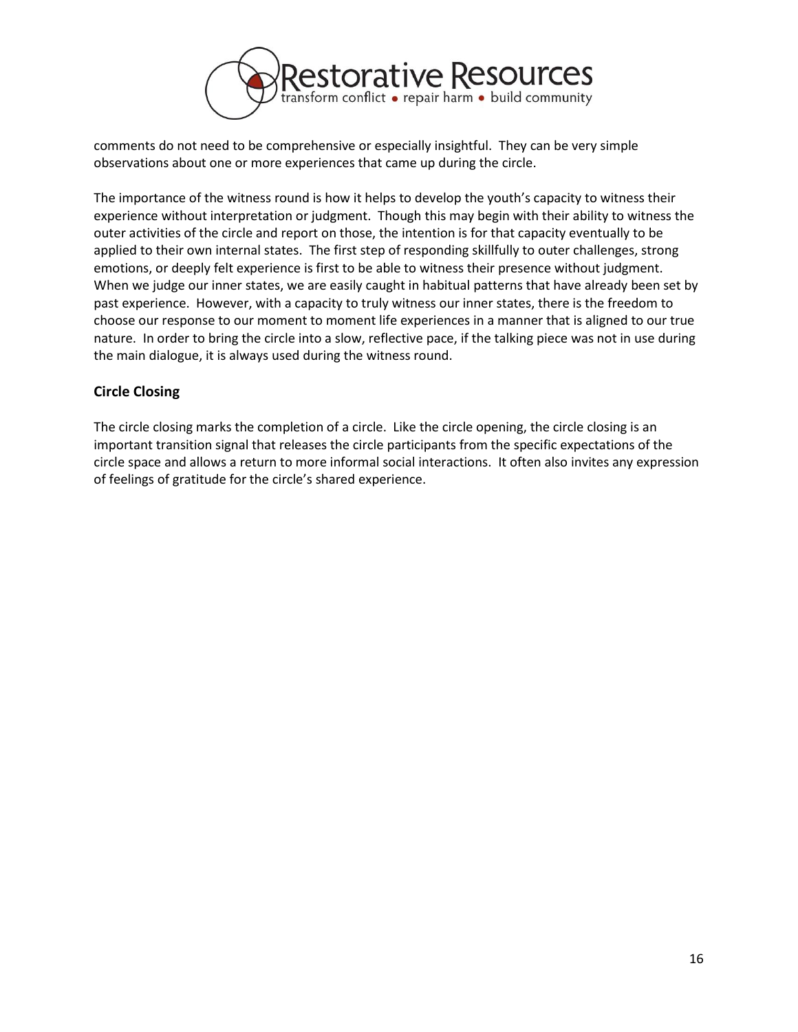comments do not need to be comprehensive or especially insightful. They can be very simple observations about one or more experiences that came up during the circle.

The importance of the witness round is how it helps to develop the youth's capacity to witness their experience without interpretation or judgment. Though this may begin with their ability to witness the outer activities of the circle and report on those, the intention is for that capacity eventually to be applied to their own internal states. The first step of responding skillfully to outer challenges, strong emotions, or deeply felt experience is first to be able to witness their presence without judgment. When we judge our inner states, we are easily caught in habitual patterns that have already been set by past experience. However, with a capacity to truly witness our inner states, there is the freedom to choose our response to our moment to moment life experiences in a manner that is aligned to our true nature. In order to bring the circle into a slow, reflective pace, if the talking piece was not in use during the main dialogue, it is always used during the witness round.

### Circle Closing

The circle closing marks the completion of a circle. Like the circle opening, the circle closing is an important transition signal that releases the circle participants from the specific expectations of the circle space and allows a return to more informal social interactions. It often also invites any expression of feelings of gratitude for the circle's shared experience.